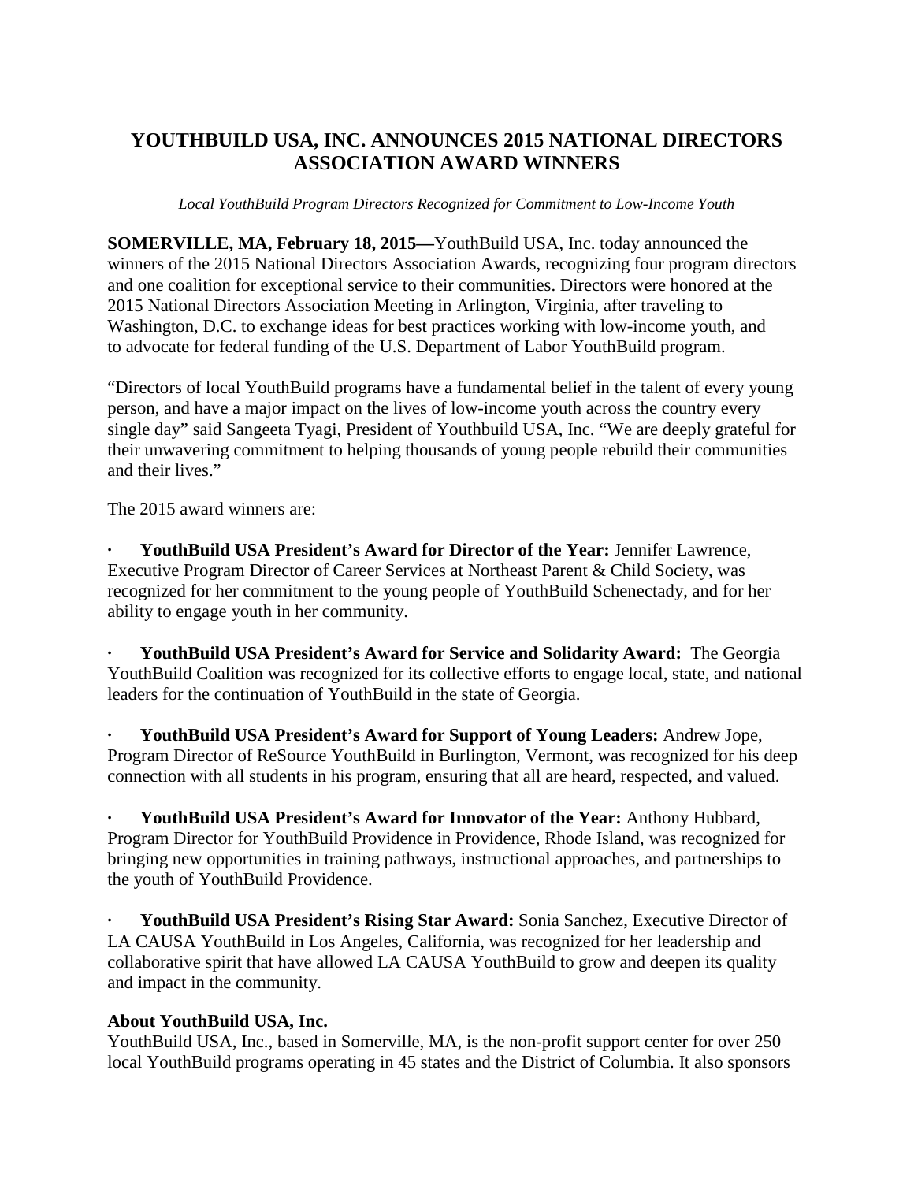# YOUTHBUILD USA, INC. ANNOUNCES 2015 NATIONAL DIRECTORS ASSOCIATION AWARD WINNERS

*Local YouthBuild Program Directors Recognized for Commitment to Low-Income Youth*

**SOMERVILLE, MA, February 18, 2015—**YouthBuild USA, Inc. today announced the winners of the 2015 National Directors Association Awards, recognizing four program directors and one coalition for exceptional service to their communities. Directors were honored at the 2015 National Directors Association Meeting in Arlington, Virginia, after traveling to Washington, D.C. to exchange ideas for best practices working with low-income youth, and to advocate for federal funding of the U.S. Department of Labor YouthBuild program.

"Directors of local YouthBuild programs have a fundamental belief in the talent of every young person, and have a major impact on the lives of low-income youth across the country every single day" said Sangeeta Tyagi, President of Youthbuild USA, Inc. "We are deeply grateful for their unwavering commitment to helping thousands of young people rebuild their communities and their lives."

The 2015 award winners are:

- **YouthBuild USA President's Award for Director of the Year:** Jennifer Lawrence, Executive Program Director of Career Services at Northeast Parent & Child Society, was recognized for her commitment to the young people of YouthBuild Schenectady, and for her ability to engage youth in her community.

- **YouthBuild USA President's Award for Service and Solidarity Award:** The Georgia YouthBuild Coalition was recognized for its collective efforts to engage local, state, and national leaders for the continuation of YouthBuild in the state of Georgia.

- **YouthBuild USA President's Award for Support of Young Leaders:** Andrew Jope, Program Director of ReSource YouthBuild in Burlington, Vermont, was recognized for his deep connection with all students in his program, ensuring that all are heard, respected, and valued.

- **YouthBuild USA President's Award for Innovator of the Year:** Anthony Hubbard, Program Director for YouthBuild Providence in Providence, Rhode Island, was recognized for bringing new opportunities in training pathways, instructional approaches, and partnerships to the youth of YouthBuild Providence.

- **YouthBuild USA President's Rising Star Award:** Sonia Sanchez, Executive Director of LA CAUSA YouthBuild in Los Angeles, California, was recognized for her leadership and collaborative spirit that have allowed LA CAUSA YouthBuild to grow and deepen its quality and impact in the community.

**About YouthBuild USA, Inc.**

YouthBuild USA, Inc., based in Somerville, MA, is the non-profit support center for over 250 local YouthBuild programs operating in 45 states and the District of Columbia. It also sponsors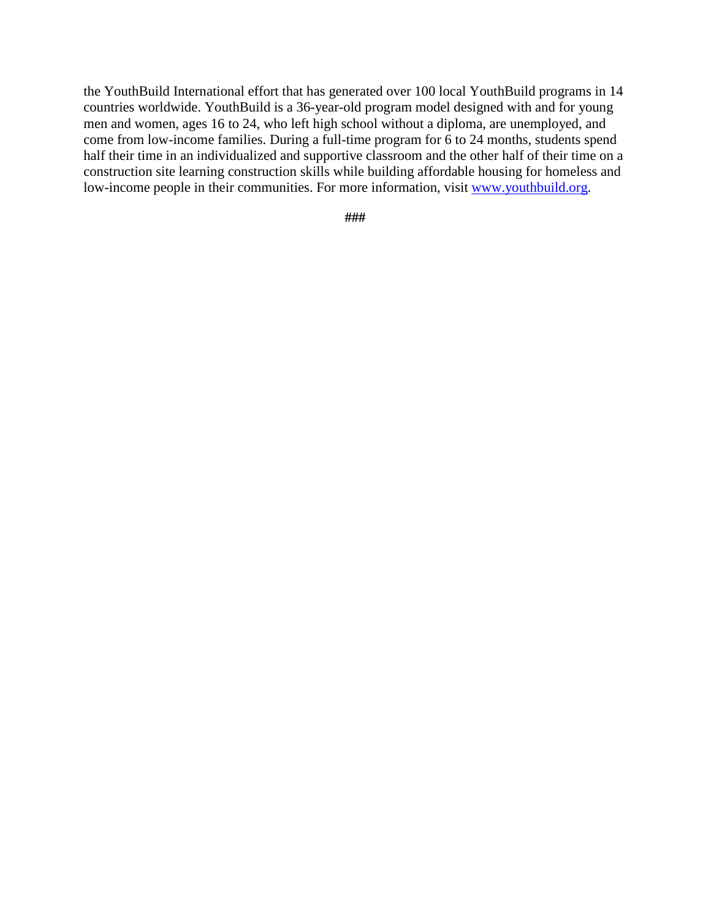the YouthBuild International effort that has generated over 100 local YouthBuild programs in 14 countries worldwide. YouthBuild is a 36-year-old program model designed with and for young men and women, ages 16 to 24, who left high school without a diploma, are unemployed, and come from low-income families. During a full-time program for 6 to 24 months, students spend half their time in an individualized and supportive classroom and the other half of their time on a construction site learning construction skills while building affordable housing for homeless and low-income people in their communities. For more information, visit [www.youthbuild.org](http://www.youthbuild.org).

###